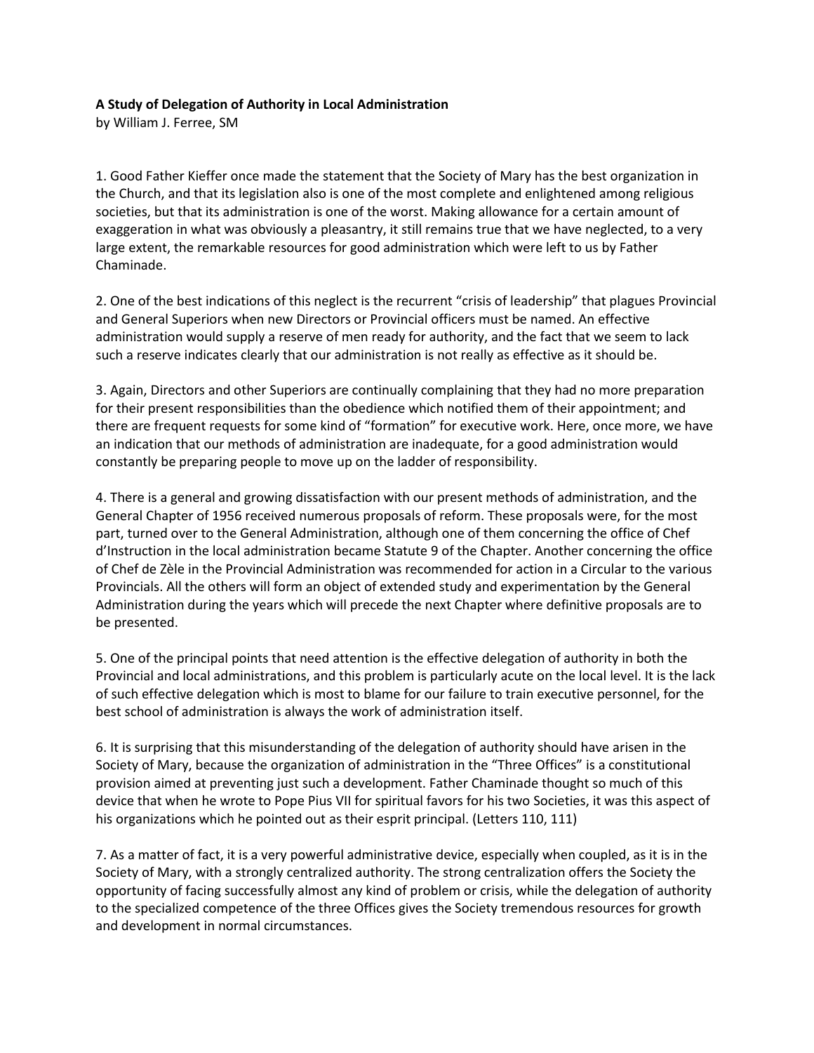**A Study of Delegation of Authority in Local Administration**
by William J. Ferree, SM

1. Good Father Kieffer once made the statement that the Society of Mary has the best organization in the Church, and that its legislation also is one of the most complete and enlightened among religious societies, but that its administration is one of the worst. Making allowance for a certain amount of exaggeration in what was obviously a pleasantry, it still remains true that we have neglected, to a very large extent, the remarkable resources for good administration which were left to us by Father Chaminade.

2. One of the best indications of this neglect is the recurrent "crisis of leadership" that plagues Provincial and General Superiors when new Directors or Provincial officers must be named. An effective administration would supply a reserve of men ready for authority, and the fact that we seem to lack such a reserve indicates clearly that our administration is not really as effective as it should be.

3. Again, Directors and other Superiors are continually complaining that they had no more preparation for their present responsibilities than the obedience which notified them of their appointment; and there are frequent requests for some kind of "formation" for executive work. Here, once more, we have an indication that our methods of administration are inadequate, for a good administration would constantly be preparing people to move up on the ladder of responsibility.

4. There is a general and growing dissatisfaction with our present methods of administration, and the General Chapter of 1956 received numerous proposals of reform. These proposals were, for the most part, turned over to the General Administration, although one of them concerning the office of Chef d'Instruction in the local administration became Statute 9 of the Chapter. Another concerning the office of Chef de Zèle in the Provincial Administration was recommended for action in a Circular to the various Provincials. All the others will form an object of extended study and experimentation by the General Administration during the years which will precede the next Chapter where definitive proposals are to be presented.

5. One of the principal points that need attention is the effective delegation of authority in both the Provincial and local administrations, and this problem is particularly acute on the local level. It is the lack of such effective delegation which is most to blame for our failure to train executive personnel, for the best school of administration is always the work of administration itself.

6. It is surprising that this misunderstanding of the delegation of authority should have arisen in the Society of Mary, because the organization of administration in the "Three Offices" is a constitutional provision aimed at preventing just such a development. Father Chaminade thought so much of this device that when he wrote to Pope Pius VII for spiritual favors for his two Societies, it was this aspect of his organizations which he pointed out as their esprit principal. (Letters 110, 111)

7. As a matter of fact, it is a very powerful administrative device, especially when coupled, as it is in the Society of Mary, with a strongly centralized authority. The strong centralization offers the Society the opportunity of facing successfully almost any kind of problem or crisis, while the delegation of authority to the specialized competence of the three Offices gives the Society tremendous resources for growth and development in normal circumstances.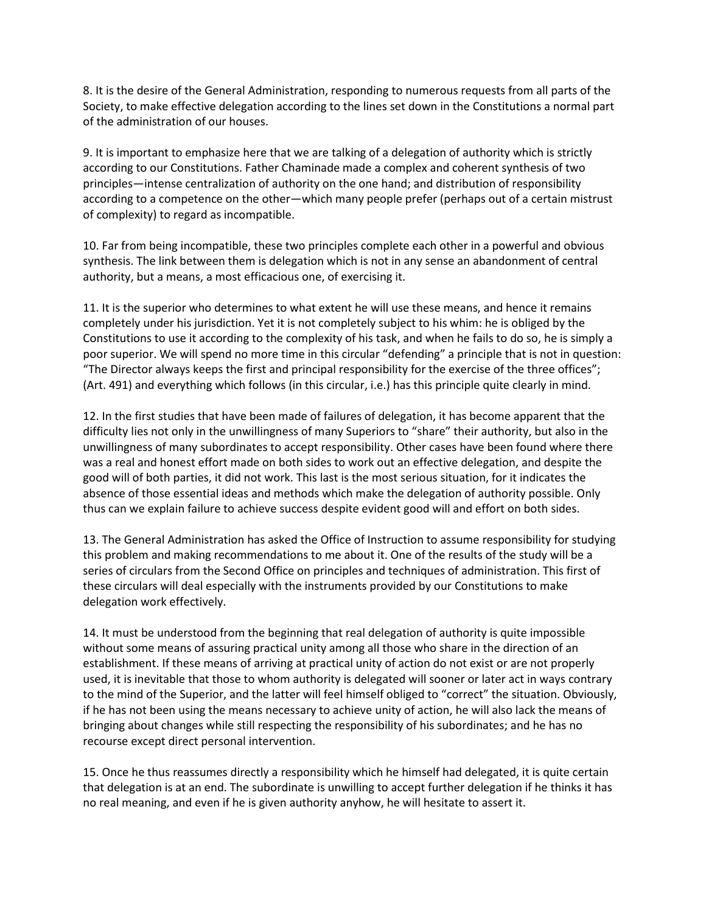8. It is the desire of the General Administration, responding to numerous requests from all parts of the Society, to make effective delegation according to the lines set down in the Constitutions a normal part of the administration of our houses.

9. It is important to emphasize here that we are talking of a delegation of authority which is strictly according to our Constitutions. Father Chaminade made a complex and coherent synthesis of two principles—intense centralization of authority on the one hand; and distribution of responsibility according to a competence on the other—which many people prefer (perhaps out of a certain mistrust of complexity) to regard as incompatible.

10. Far from being incompatible, these two principles complete each other in a powerful and obvious synthesis. The link between them is delegation which is not in any sense an abandonment of central authority, but a means, a most efficacious one, of exercising it.

11. It is the superior who determines to what extent he will use these means, and hence it remains completely under his jurisdiction. Yet it is not completely subject to his whim: he is obliged by the Constitutions to use it according to the complexity of his task, and when he fails to do so, he is simply a poor superior. We will spend no more time in this circular "defending" a principle that is not in question: "The Director always keeps the first and principal responsibility for the exercise of the three offices"; (Art. 491) and everything which follows (in this circular, i.e.) has this principle quite clearly in mind.

12. In the first studies that have been made of failures of delegation, it has become apparent that the difficulty lies not only in the unwillingness of many Superiors to "share" their authority, but also in the unwillingness of many subordinates to accept responsibility. Other cases have been found where there was a real and honest effort made on both sides to work out an effective delegation, and despite the good will of both parties, it did not work. This last is the most serious situation, for it indicates the absence of those essential ideas and methods which make the delegation of authority possible. Only thus can we explain failure to achieve success despite evident good will and effort on both sides.

13. The General Administration has asked the Office of Instruction to assume responsibility for studying this problem and making recommendations to me about it. One of the results of the study will be a series of circulars from the Second Office on principles and techniques of administration. This first of these circulars will deal especially with the instruments provided by our Constitutions to make delegation work effectively.

14. It must be understood from the beginning that real delegation of authority is quite impossible without some means of assuring practical unity among all those who share in the direction of an establishment. If these means of arriving at practical unity of action do not exist or are not properly used, it is inevitable that those to whom authority is delegated will sooner or later act in ways contrary to the mind of the Superior, and the latter will feel himself obliged to "correct" the situation. Obviously, if he has not been using the means necessary to achieve unity of action, he will also lack the means of bringing about changes while still respecting the responsibility of his subordinates; and he has no recourse except direct personal intervention.

15. Once he thus reassumes directly a responsibility which he himself had delegated, it is quite certain that delegation is at an end. The subordinate is unwilling to accept further delegation if he thinks it has no real meaning, and even if he is given authority anyhow, he will hesitate to assert it.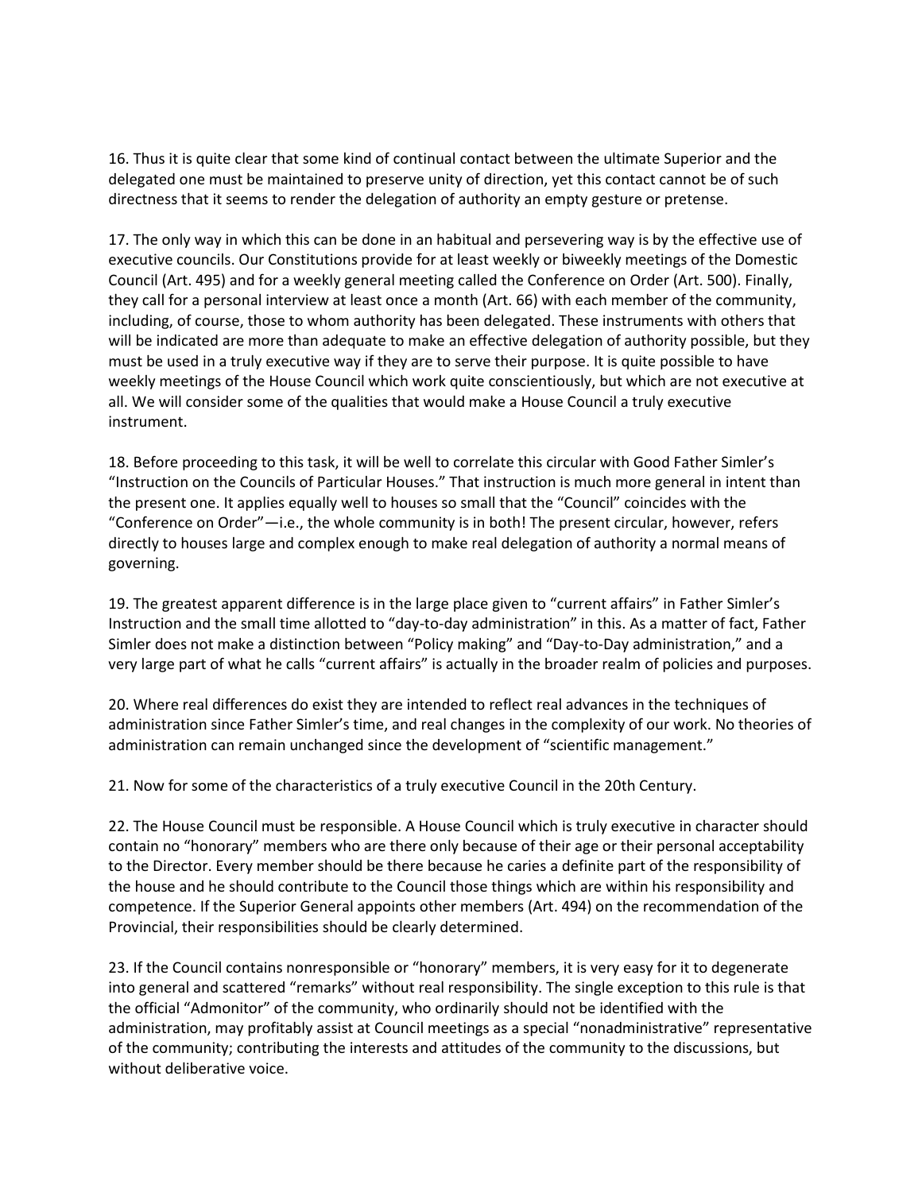16. Thus it is quite clear that some kind of continual contact between the ultimate Superior and the delegated one must be maintained to preserve unity of direction, yet this contact cannot be of such directness that it seems to render the delegation of authority an empty gesture or pretense.

17. The only way in which this can be done in an habitual and persevering way is by the effective use of executive councils. Our Constitutions provide for at least weekly or biweekly meetings of the Domestic Council (Art. 495) and for a weekly general meeting called the Conference on Order (Art. 500). Finally, they call for a personal interview at least once a month (Art. 66) with each member of the community, including, of course, those to whom authority has been delegated. These instruments with others that will be indicated are more than adequate to make an effective delegation of authority possible, but they must be used in a truly executive way if they are to serve their purpose. It is quite possible to have weekly meetings of the House Council which work quite conscientiously, but which are not executive at all. We will consider some of the qualities that would make a House Council a truly executive instrument.

18. Before proceeding to this task, it will be well to correlate this circular with Good Father Simler's "Instruction on the Councils of Particular Houses." That instruction is much more general in intent than the present one. It applies equally well to houses so small that the "Council" coincides with the "Conference on Order"—i.e., the whole community is in both! The present circular, however, refers directly to houses large and complex enough to make real delegation of authority a normal means of governing.

19. The greatest apparent difference is in the large place given to "current affairs" in Father Simler's Instruction and the small time allotted to "day-to-day administration" in this. As a matter of fact, Father Simler does not make a distinction between "Policy making" and "Day-to-Day administration," and a very large part of what he calls "current affairs" is actually in the broader realm of policies and purposes.

20. Where real differences do exist they are intended to reflect real advances in the techniques of administration since Father Simler's time, and real changes in the complexity of our work. No theories of administration can remain unchanged since the development of "scientific management."

21. Now for some of the characteristics of a truly executive Council in the 20th Century.

22. The House Council must be responsible. A House Council which is truly executive in character should contain no "honorary" members who are there only because of their age or their personal acceptability to the Director. Every member should be there because he caries a definite part of the responsibility of the house and he should contribute to the Council those things which are within his responsibility and competence. If the Superior General appoints other members (Art. 494) on the recommendation of the Provincial, their responsibilities should be clearly determined.

23. If the Council contains nonresponsible or "honorary" members, it is very easy for it to degenerate into general and scattered "remarks" without real responsibility. The single exception to this rule is that the official "Admonitor" of the community, who ordinarily should not be identified with the administration, may profitably assist at Council meetings as a special "nonadministrative" representative of the community; contributing the interests and attitudes of the community to the discussions, but without deliberative voice.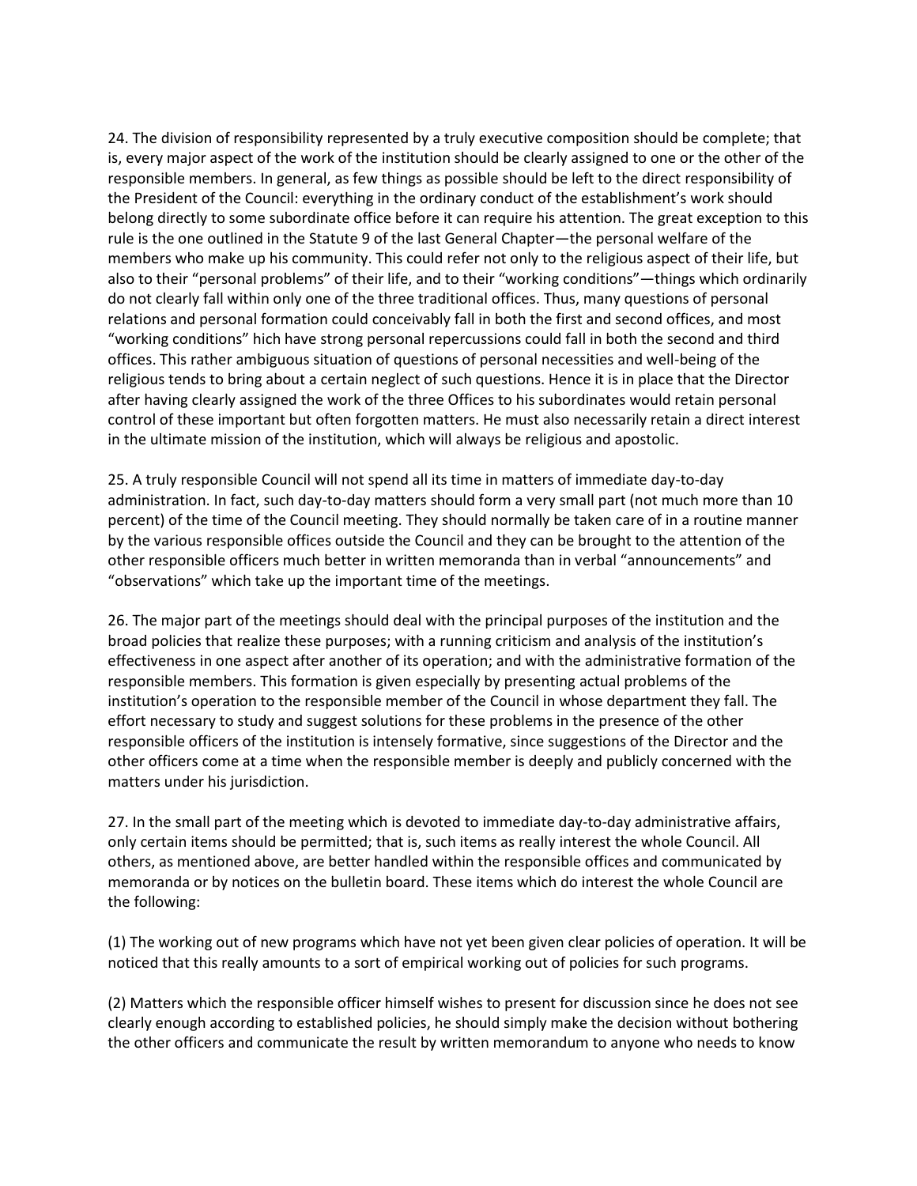24. The division of responsibility represented by a truly executive composition should be complete; that is, every major aspect of the work of the institution should be clearly assigned to one or the other of the responsible members. In general, as few things as possible should be left to the direct responsibility of the President of the Council: everything in the ordinary conduct of the establishment's work should belong directly to some subordinate office before it can require his attention. The great exception to this rule is the one outlined in the Statute 9 of the last General Chapter—the personal welfare of the members who make up his community. This could refer not only to the religious aspect of their life, but also to their "personal problems" of their life, and to their "working conditions"—things which ordinarily do not clearly fall within only one of the three traditional offices. Thus, many questions of personal relations and personal formation could conceivably fall in both the first and second offices, and most "working conditions" hich have strong personal repercussions could fall in both the second and third offices. This rather ambiguous situation of questions of personal necessities and well-being of the religious tends to bring about a certain neglect of such questions. Hence it is in place that the Director after having clearly assigned the work of the three Offices to his subordinates would retain personal control of these important but often forgotten matters. He must also necessarily retain a direct interest in the ultimate mission of the institution, which will always be religious and apostolic.

25. A truly responsible Council will not spend all its time in matters of immediate day-to-day administration. In fact, such day-to-day matters should form a very small part (not much more than 10 percent) of the time of the Council meeting. They should normally be taken care of in a routine manner by the various responsible offices outside the Council and they can be brought to the attention of the other responsible officers much better in written memoranda than in verbal "announcements" and "observations" which take up the important time of the meetings.

26. The major part of the meetings should deal with the principal purposes of the institution and the broad policies that realize these purposes; with a running criticism and analysis of the institution's effectiveness in one aspect after another of its operation; and with the administrative formation of the responsible members. This formation is given especially by presenting actual problems of the institution's operation to the responsible member of the Council in whose department they fall. The effort necessary to study and suggest solutions for these problems in the presence of the other responsible officers of the institution is intensely formative, since suggestions of the Director and the other officers come at a time when the responsible member is deeply and publicly concerned with the matters under his jurisdiction.

27. In the small part of the meeting which is devoted to immediate day-to-day administrative affairs, only certain items should be permitted; that is, such items as really interest the whole Council. All others, as mentioned above, are better handled within the responsible offices and communicated by memoranda or by notices on the bulletin board. These items which do interest the whole Council are the following:

(1) The working out of new programs which have not yet been given clear policies of operation. It will be noticed that this really amounts to a sort of empirical working out of policies for such programs.

(2) Matters which the responsible officer himself wishes to present for discussion since he does not see clearly enough according to established policies, he should simply make the decision without bothering the other officers and communicate the result by written memorandum to anyone who needs to know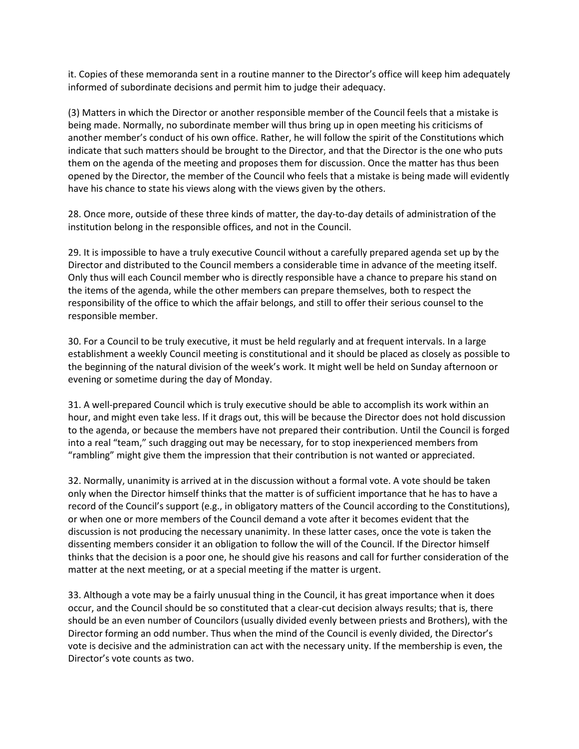it. Copies of these memoranda sent in a routine manner to the Director's office will keep him adequately informed of subordinate decisions and permit him to judge their adequacy.

(3) Matters in which the Director or another responsible member of the Council feels that a mistake is being made. Normally, no subordinate member will thus bring up in open meeting his criticisms of another member's conduct of his own office. Rather, he will follow the spirit of the Constitutions which indicate that such matters should be brought to the Director, and that the Director is the one who puts them on the agenda of the meeting and proposes them for discussion. Once the matter has thus been opened by the Director, the member of the Council who feels that a mistake is being made will evidently have his chance to state his views along with the views given by the others.

28. Once more, outside of these three kinds of matter, the day-to-day details of administration of the institution belong in the responsible offices, and not in the Council.

29. It is impossible to have a truly executive Council without a carefully prepared agenda set up by the Director and distributed to the Council members a considerable time in advance of the meeting itself. Only thus will each Council member who is directly responsible have a chance to prepare his stand on the items of the agenda, while the other members can prepare themselves, both to respect the responsibility of the office to which the affair belongs, and still to offer their serious counsel to the responsible member.

30. For a Council to be truly executive, it must be held regularly and at frequent intervals. In a large establishment a weekly Council meeting is constitutional and it should be placed as closely as possible to the beginning of the natural division of the week's work. It might well be held on Sunday afternoon or evening or sometime during the day of Monday.

31. A well-prepared Council which is truly executive should be able to accomplish its work within an hour, and might even take less. If it drags out, this will be because the Director does not hold discussion to the agenda, or because the members have not prepared their contribution. Until the Council is forged into a real "team," such dragging out may be necessary, for to stop inexperienced members from "rambling" might give them the impression that their contribution is not wanted or appreciated.

32. Normally, unanimity is arrived at in the discussion without a formal vote. A vote should be taken only when the Director himself thinks that the matter is of sufficient importance that he has to have a record of the Council's support (e.g., in obligatory matters of the Council according to the Constitutions), or when one or more members of the Council demand a vote after it becomes evident that the discussion is not producing the necessary unanimity. In these latter cases, once the vote is taken the dissenting members consider it an obligation to follow the will of the Council. If the Director himself thinks that the decision is a poor one, he should give his reasons and call for further consideration of the matter at the next meeting, or at a special meeting if the matter is urgent.

33. Although a vote may be a fairly unusual thing in the Council, it has great importance when it does occur, and the Council should be so constituted that a clear-cut decision always results; that is, there should be an even number of Councilors (usually divided evenly between priests and Brothers), with the Director forming an odd number. Thus when the mind of the Council is evenly divided, the Director's vote is decisive and the administration can act with the necessary unity. If the membership is even, the Director's vote counts as two.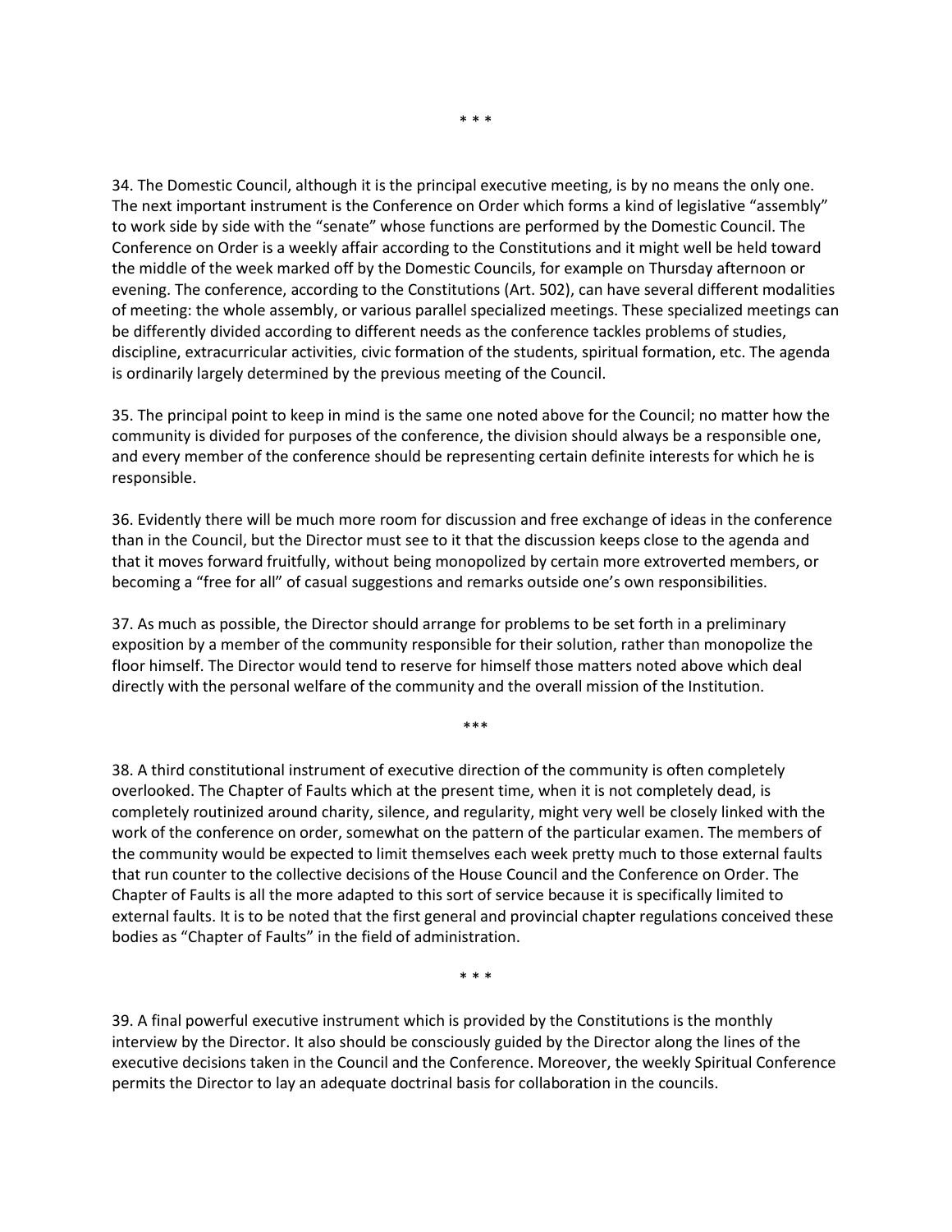\* \* \*

34. The Domestic Council, although it is the principal executive meeting, is by no means the only one. The next important instrument is the Conference on Order which forms a kind of legislative "assembly" to work side by side with the "senate" whose functions are performed by the Domestic Council. The Conference on Order is a weekly affair according to the Constitutions and it might well be held toward the middle of the week marked off by the Domestic Councils, for example on Thursday afternoon or evening. The conference, according to the Constitutions (Art. 502), can have several different modalities of meeting: the whole assembly, or various parallel specialized meetings. These specialized meetings can be differently divided according to different needs as the conference tackles problems of studies, discipline, extracurricular activities, civic formation of the students, spiritual formation, etc. The agenda is ordinarily largely determined by the previous meeting of the Council.

35. The principal point to keep in mind is the same one noted above for the Council; no matter how the community is divided for purposes of the conference, the division should always be a responsible one, and every member of the conference should be representing certain definite interests for which he is responsible.

36. Evidently there will be much more room for discussion and free exchange of ideas in the conference than in the Council, but the Director must see to it that the discussion keeps close to the agenda and that it moves forward fruitfully, without being monopolized by certain more extroverted members, or becoming a "free for all" of casual suggestions and remarks outside one's own responsibilities.

37. As much as possible, the Director should arrange for problems to be set forth in a preliminary exposition by a member of the community responsible for their solution, rather than monopolize the floor himself. The Director would tend to reserve for himself those matters noted above which deal directly with the personal welfare of the community and the overall mission of the Institution.

\*\*\*

38. A third constitutional instrument of executive direction of the community is often completely overlooked. The Chapter of Faults which at the present time, when it is not completely dead, is completely routinized around charity, silence, and regularity, might very well be closely linked with the work of the conference on order, somewhat on the pattern of the particular examen. The members of the community would be expected to limit themselves each week pretty much to those external faults that run counter to the collective decisions of the House Council and the Conference on Order. The Chapter of Faults is all the more adapted to this sort of service because it is specifically limited to external faults. It is to be noted that the first general and provincial chapter regulations conceived these bodies as "Chapter of Faults" in the field of administration.

\* \* \*

39. A final powerful executive instrument which is provided by the Constitutions is the monthly interview by the Director. It also should be consciously guided by the Director along the lines of the executive decisions taken in the Council and the Conference. Moreover, the weekly Spiritual Conference permits the Director to lay an adequate doctrinal basis for collaboration in the councils.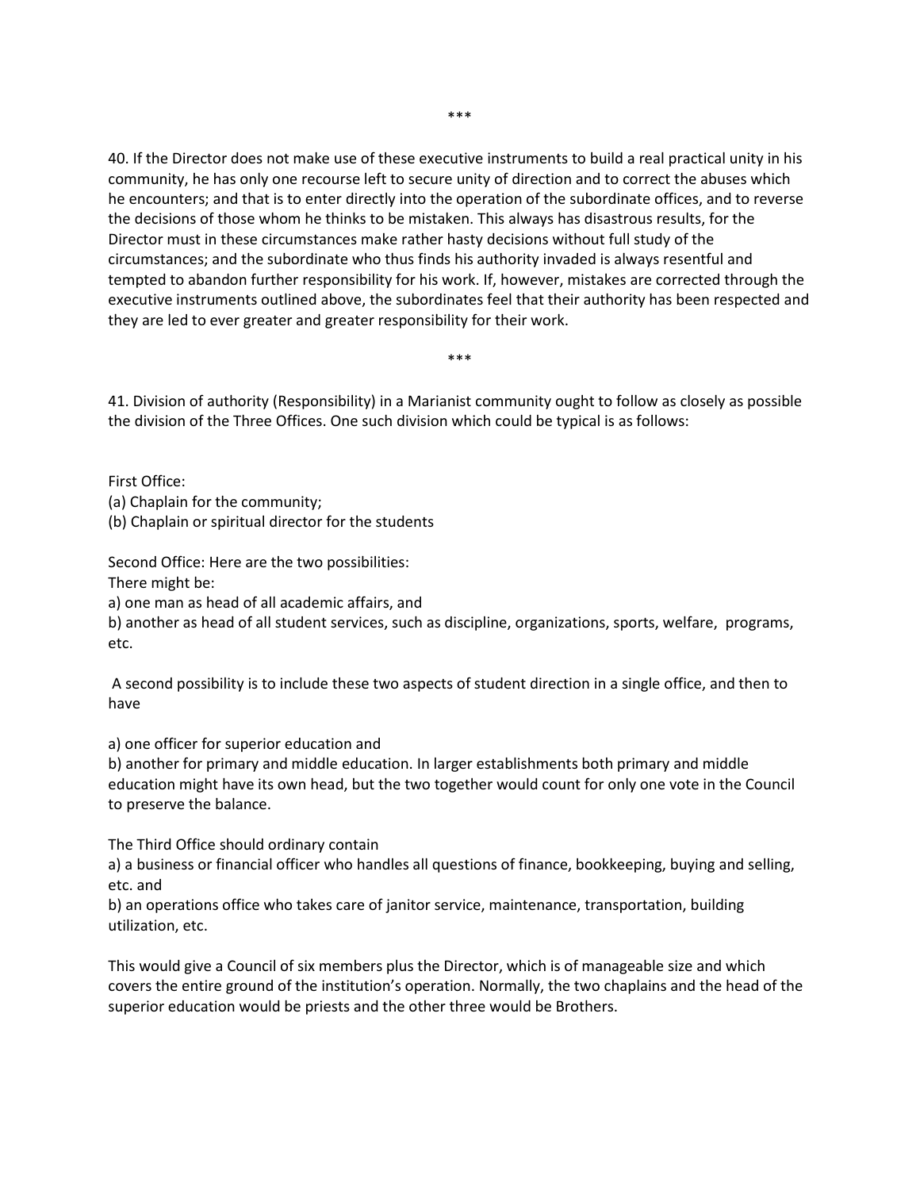***

40. If the Director does not make use of these executive instruments to build a real practical unity in his community, he has only one recourse left to secure unity of direction and to correct the abuses which he encounters; and that is to enter directly into the operation of the subordinate offices, and to reverse the decisions of those whom he thinks to be mistaken. This always has disastrous results, for the Director must in these circumstances make rather hasty decisions without full study of the circumstances; and the subordinate who thus finds his authority invaded is always resentful and tempted to abandon further responsibility for his work. If, however, mistakes are corrected through the executive instruments outlined above, the subordinates feel that their authority has been respected and they are led to ever greater and greater responsibility for their work.

***

41. Division of authority (Responsibility) in a Marianist community ought to follow as closely as possible the division of the Three Offices. One such division which could be typical is as follows:

First Office:
(a) Chaplain for the community;
(b) Chaplain or spiritual director for the students

Second Office: Here are the two possibilities:
There might be:
a) one man as head of all academic affairs, and
b) another as head of all student services, such as discipline, organizations, sports, welfare, programs, etc.

A second possibility is to include these two aspects of student direction in a single office, and then to have

a) one officer for superior education and
b) another for primary and middle education. In larger establishments both primary and middle education might have its own head, but the two together would count for only one vote in the Council to preserve the balance.

The Third Office should ordinary contain
a) a business or financial officer who handles all questions of finance, bookkeeping, buying and selling, etc. and
b) an operations office who takes care of janitor service, maintenance, transportation, building utilization, etc.

This would give a Council of six members plus the Director, which is of manageable size and which covers the entire ground of the institution's operation. Normally, the two chaplains and the head of the superior education would be priests and the other three would be Brothers.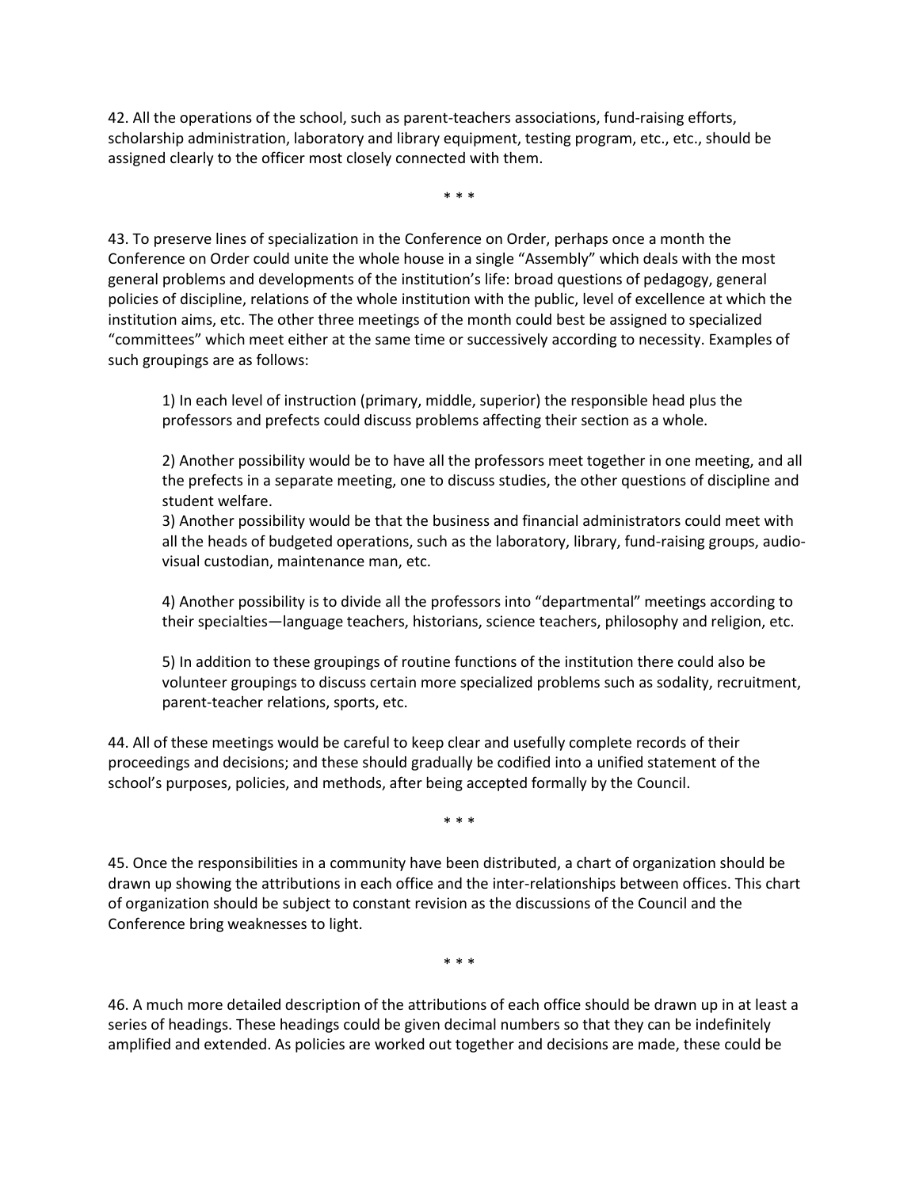42. All the operations of the school, such as parent-teachers associations, fund-raising efforts, scholarship administration, laboratory and library equipment, testing program, etc., etc., should be assigned clearly to the officer most closely connected with them.

\* \* \*

43. To preserve lines of specialization in the Conference on Order, perhaps once a month the Conference on Order could unite the whole house in a single "Assembly" which deals with the most general problems and developments of the institution's life: broad questions of pedagogy, general policies of discipline, relations of the whole institution with the public, level of excellence at which the institution aims, etc. The other three meetings of the month could best be assigned to specialized "committees" which meet either at the same time or successively according to necessity. Examples of such groupings are as follows:

> 1) In each level of instruction (primary, middle, superior) the responsible head plus the professors and prefects could discuss problems affecting their section as a whole.
>
> 2) Another possibility would be to have all the professors meet together in one meeting, and all the prefects in a separate meeting, one to discuss studies, the other questions of discipline and student welfare.
> 3) Another possibility would be that the business and financial administrators could meet with all the heads of budgeted operations, such as the laboratory, library, fund-raising groups, audio-visual custodian, maintenance man, etc.
>
> 4) Another possibility is to divide all the professors into "departmental" meetings according to their specialties—language teachers, historians, science teachers, philosophy and religion, etc.
>
> 5) In addition to these groupings of routine functions of the institution there could also be volunteer groupings to discuss certain more specialized problems such as sodality, recruitment, parent-teacher relations, sports, etc.

44. All of these meetings would be careful to keep clear and usefully complete records of their proceedings and decisions; and these should gradually be codified into a unified statement of the school's purposes, policies, and methods, after being accepted formally by the Council.

\* \* \*

45. Once the responsibilities in a community have been distributed, a chart of organization should be drawn up showing the attributions in each office and the inter-relationships between offices. This chart of organization should be subject to constant revision as the discussions of the Council and the Conference bring weaknesses to light.

\* \* \*

46. A much more detailed description of the attributions of each office should be drawn up in at least a series of headings. These headings could be given decimal numbers so that they can be indefinitely amplified and extended. As policies are worked out together and decisions are made, these could be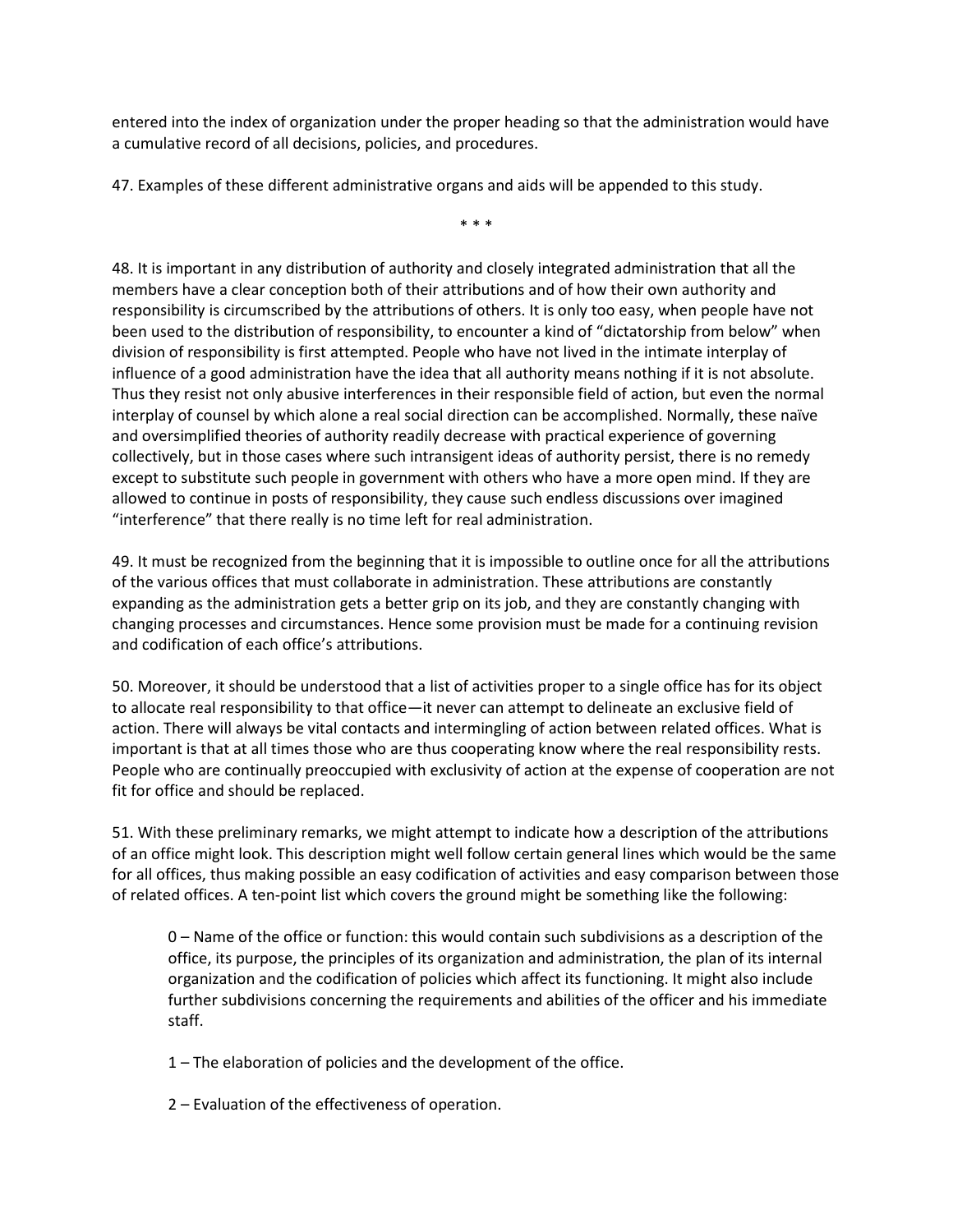entered into the index of organization under the proper heading so that the administration would have a cumulative record of all decisions, policies, and procedures.

47. Examples of these different administrative organs and aids will be appended to this study.

\* \* \*

48. It is important in any distribution of authority and closely integrated administration that all the members have a clear conception both of their attributions and of how their own authority and responsibility is circumscribed by the attributions of others. It is only too easy, when people have not been used to the distribution of responsibility, to encounter a kind of "dictatorship from below" when division of responsibility is first attempted. People who have not lived in the intimate interplay of influence of a good administration have the idea that all authority means nothing if it is not absolute. Thus they resist not only abusive interferences in their responsible field of action, but even the normal interplay of counsel by which alone a real social direction can be accomplished. Normally, these naïve and oversimplified theories of authority readily decrease with practical experience of governing collectively, but in those cases where such intransigent ideas of authority persist, there is no remedy except to substitute such people in government with others who have a more open mind. If they are allowed to continue in posts of responsibility, they cause such endless discussions over imagined "interference" that there really is no time left for real administration.

49. It must be recognized from the beginning that it is impossible to outline once for all the attributions of the various offices that must collaborate in administration. These attributions are constantly expanding as the administration gets a better grip on its job, and they are constantly changing with changing processes and circumstances. Hence some provision must be made for a continuing revision and codification of each office's attributions.

50. Moreover, it should be understood that a list of activities proper to a single office has for its object to allocate real responsibility to that office—it never can attempt to delineate an exclusive field of action. There will always be vital contacts and intermingling of action between related offices. What is important is that at all times those who are thus cooperating know where the real responsibility rests. People who are continually preoccupied with exclusivity of action at the expense of cooperation are not fit for office and should be replaced.

51. With these preliminary remarks, we might attempt to indicate how a description of the attributions of an office might look. This description might well follow certain general lines which would be the same for all offices, thus making possible an easy codification of activities and easy comparison between those of related offices. A ten-point list which covers the ground might be something like the following:

> 0 – Name of the office or function: this would contain such subdivisions as a description of the office, its purpose, the principles of its organization and administration, the plan of its internal organization and the codification of policies which affect its functioning. It might also include further subdivisions concerning the requirements and abilities of the officer and his immediate staff.
>
> 1 – The elaboration of policies and the development of the office.
>
> 2 – Evaluation of the effectiveness of operation.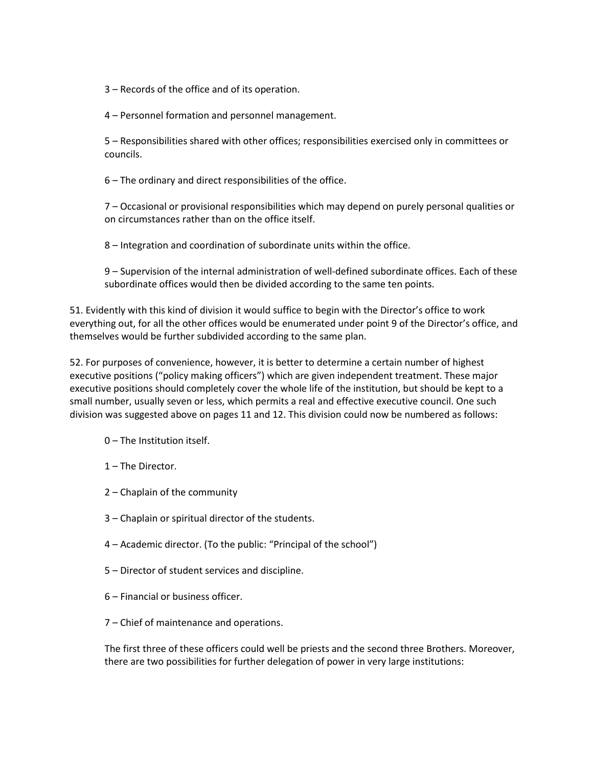3 – Records of the office and of its operation.

4 – Personnel formation and personnel management.

5 – Responsibilities shared with other offices; responsibilities exercised only in committees or councils.

6 – The ordinary and direct responsibilities of the office.

7 – Occasional or provisional responsibilities which may depend on purely personal qualities or on circumstances rather than on the office itself.

8 – Integration and coordination of subordinate units within the office.

9 – Supervision of the internal administration of well-defined subordinate offices. Each of these subordinate offices would then be divided according to the same ten points.

51. Evidently with this kind of division it would suffice to begin with the Director's office to work everything out, for all the other offices would be enumerated under point 9 of the Director's office, and themselves would be further subdivided according to the same plan.

52. For purposes of convenience, however, it is better to determine a certain number of highest executive positions ("policy making officers") which are given independent treatment. These major executive positions should completely cover the whole life of the institution, but should be kept to a small number, usually seven or less, which permits a real and effective executive council. One such division was suggested above on pages 11 and 12. This division could now be numbered as follows:

0 – The Institution itself.

1 – The Director.

2 – Chaplain of the community

3 – Chaplain or spiritual director of the students.

4 – Academic director. (To the public: "Principal of the school")

5 – Director of student services and discipline.

6 – Financial or business officer.

7 – Chief of maintenance and operations.

The first three of these officers could well be priests and the second three Brothers. Moreover, there are two possibilities for further delegation of power in very large institutions: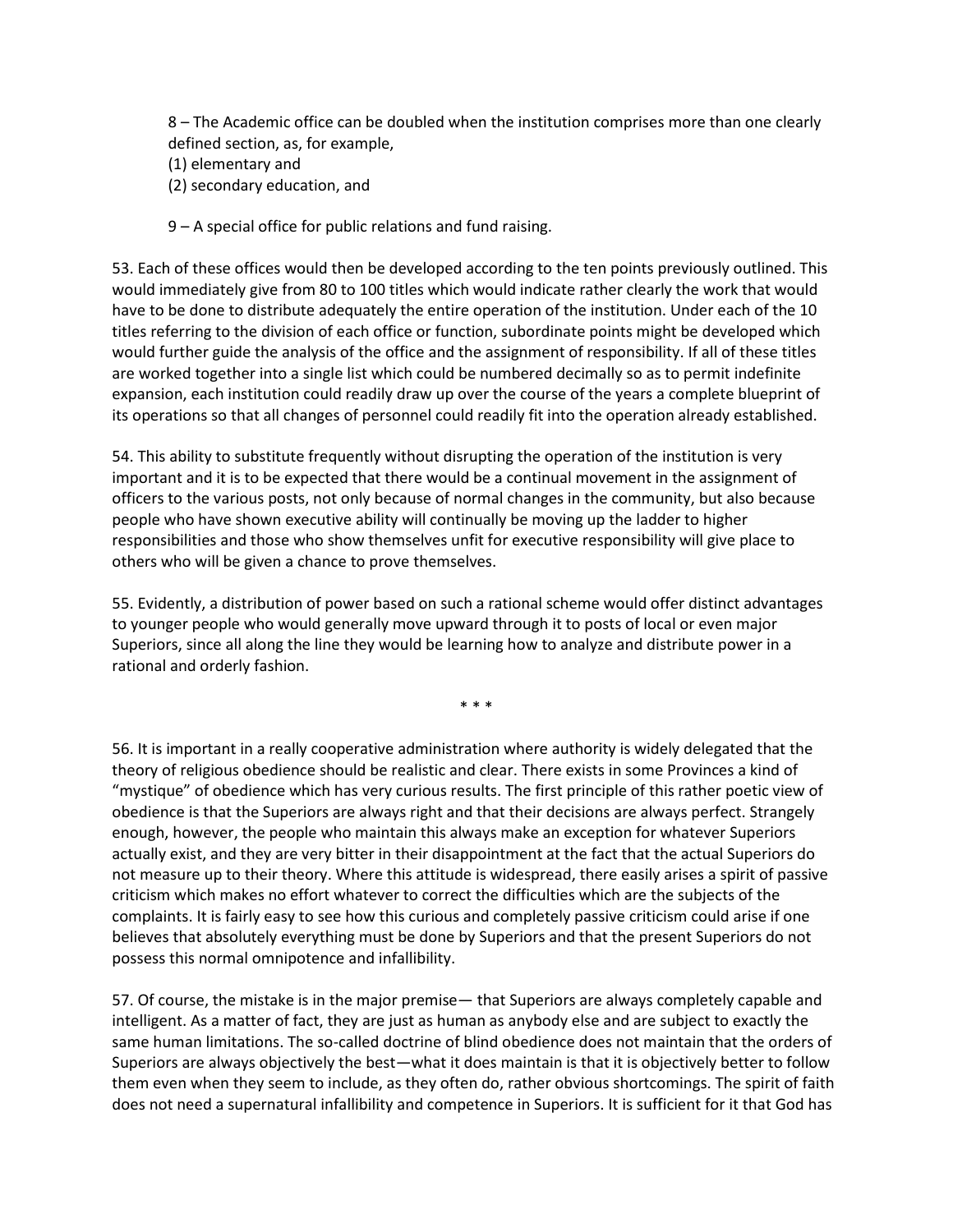8 – The Academic office can be doubled when the institution comprises more than one clearly defined section, as, for example,
(1) elementary and
(2) secondary education, and

9 – A special office for public relations and fund raising.

53. Each of these offices would then be developed according to the ten points previously outlined. This would immediately give from 80 to 100 titles which would indicate rather clearly the work that would have to be done to distribute adequately the entire operation of the institution. Under each of the 10 titles referring to the division of each office or function, subordinate points might be developed which would further guide the analysis of the office and the assignment of responsibility. If all of these titles are worked together into a single list which could be numbered decimally so as to permit indefinite expansion, each institution could readily draw up over the course of the years a complete blueprint of its operations so that all changes of personnel could readily fit into the operation already established.

54. This ability to substitute frequently without disrupting the operation of the institution is very important and it is to be expected that there would be a continual movement in the assignment of officers to the various posts, not only because of normal changes in the community, but also because people who have shown executive ability will continually be moving up the ladder to higher responsibilities and those who show themselves unfit for executive responsibility will give place to others who will be given a chance to prove themselves.

55. Evidently, a distribution of power based on such a rational scheme would offer distinct advantages to younger people who would generally move upward through it to posts of local or even major Superiors, since all along the line they would be learning how to analyze and distribute power in a rational and orderly fashion.

\* \* \*

56. It is important in a really cooperative administration where authority is widely delegated that the theory of religious obedience should be realistic and clear. There exists in some Provinces a kind of "mystique" of obedience which has very curious results. The first principle of this rather poetic view of obedience is that the Superiors are always right and that their decisions are always perfect. Strangely enough, however, the people who maintain this always make an exception for whatever Superiors actually exist, and they are very bitter in their disappointment at the fact that the actual Superiors do not measure up to their theory. Where this attitude is widespread, there easily arises a spirit of passive criticism which makes no effort whatever to correct the difficulties which are the subjects of the complaints. It is fairly easy to see how this curious and completely passive criticism could arise if one believes that absolutely everything must be done by Superiors and that the present Superiors do not possess this normal omnipotence and infallibility.

57. Of course, the mistake is in the major premise— that Superiors are always completely capable and intelligent. As a matter of fact, they are just as human as anybody else and are subject to exactly the same human limitations. The so-called doctrine of blind obedience does not maintain that the orders of Superiors are always objectively the best—what it does maintain is that it is objectively better to follow them even when they seem to include, as they often do, rather obvious shortcomings. The spirit of faith does not need a supernatural infallibility and competence in Superiors. It is sufficient for it that God has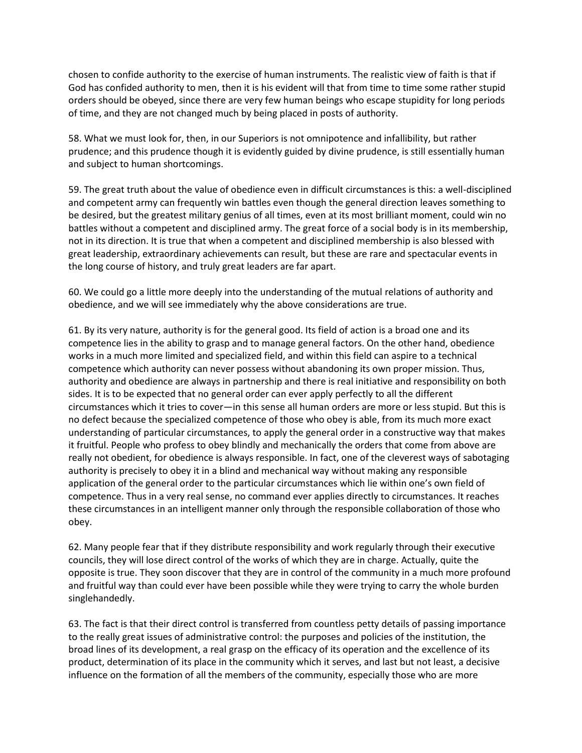chosen to confide authority to the exercise of human instruments. The realistic view of faith is that if God has confided authority to men, then it is his evident will that from time to time some rather stupid orders should be obeyed, since there are very few human beings who escape stupidity for long periods of time, and they are not changed much by being placed in posts of authority.

58. What we must look for, then, in our Superiors is not omnipotence and infallibility, but rather prudence; and this prudence though it is evidently guided by divine prudence, is still essentially human and subject to human shortcomings.

59. The great truth about the value of obedience even in difficult circumstances is this: a well-disciplined and competent army can frequently win battles even though the general direction leaves something to be desired, but the greatest military genius of all times, even at its most brilliant moment, could win no battles without a competent and disciplined army. The great force of a social body is in its membership, not in its direction. It is true that when a competent and disciplined membership is also blessed with great leadership, extraordinary achievements can result, but these are rare and spectacular events in the long course of history, and truly great leaders are far apart.

60. We could go a little more deeply into the understanding of the mutual relations of authority and obedience, and we will see immediately why the above considerations are true.

61. By its very nature, authority is for the general good. Its field of action is a broad one and its competence lies in the ability to grasp and to manage general factors. On the other hand, obedience works in a much more limited and specialized field, and within this field can aspire to a technical competence which authority can never possess without abandoning its own proper mission. Thus, authority and obedience are always in partnership and there is real initiative and responsibility on both sides. It is to be expected that no general order can ever apply perfectly to all the different circumstances which it tries to cover—in this sense all human orders are more or less stupid. But this is no defect because the specialized competence of those who obey is able, from its much more exact understanding of particular circumstances, to apply the general order in a constructive way that makes it fruitful. People who profess to obey blindly and mechanically the orders that come from above are really not obedient, for obedience is always responsible. In fact, one of the cleverest ways of sabotaging authority is precisely to obey it in a blind and mechanical way without making any responsible application of the general order to the particular circumstances which lie within one's own field of competence. Thus in a very real sense, no command ever applies directly to circumstances. It reaches these circumstances in an intelligent manner only through the responsible collaboration of those who obey.

62. Many people fear that if they distribute responsibility and work regularly through their executive councils, they will lose direct control of the works of which they are in charge. Actually, quite the opposite is true. They soon discover that they are in control of the community in a much more profound and fruitful way than could ever have been possible while they were trying to carry the whole burden singlehandedly.

63. The fact is that their direct control is transferred from countless petty details of passing importance to the really great issues of administrative control: the purposes and policies of the institution, the broad lines of its development, a real grasp on the efficacy of its operation and the excellence of its product, determination of its place in the community which it serves, and last but not least, a decisive influence on the formation of all the members of the community, especially those who are more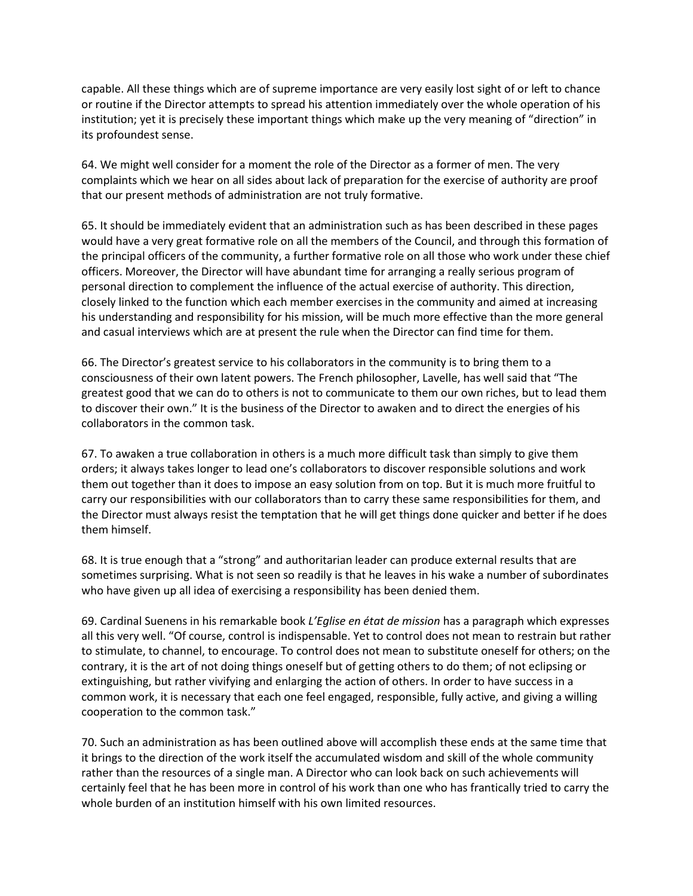capable. All these things which are of supreme importance are very easily lost sight of or left to chance or routine if the Director attempts to spread his attention immediately over the whole operation of his institution; yet it is precisely these important things which make up the very meaning of "direction" in its profoundest sense.

64. We might well consider for a moment the role of the Director as a former of men. The very complaints which we hear on all sides about lack of preparation for the exercise of authority are proof that our present methods of administration are not truly formative.

65. It should be immediately evident that an administration such as has been described in these pages would have a very great formative role on all the members of the Council, and through this formation of the principal officers of the community, a further formative role on all those who work under these chief officers. Moreover, the Director will have abundant time for arranging a really serious program of personal direction to complement the influence of the actual exercise of authority. This direction, closely linked to the function which each member exercises in the community and aimed at increasing his understanding and responsibility for his mission, will be much more effective than the more general and casual interviews which are at present the rule when the Director can find time for them.

66. The Director's greatest service to his collaborators in the community is to bring them to a consciousness of their own latent powers. The French philosopher, Lavelle, has well said that "The greatest good that we can do to others is not to communicate to them our own riches, but to lead them to discover their own." It is the business of the Director to awaken and to direct the energies of his collaborators in the common task.

67. To awaken a true collaboration in others is a much more difficult task than simply to give them orders; it always takes longer to lead one's collaborators to discover responsible solutions and work them out together than it does to impose an easy solution from on top. But it is much more fruitful to carry our responsibilities with our collaborators than to carry these same responsibilities for them, and the Director must always resist the temptation that he will get things done quicker and better if he does them himself.

68. It is true enough that a "strong" and authoritarian leader can produce external results that are sometimes surprising. What is not seen so readily is that he leaves in his wake a number of subordinates who have given up all idea of exercising a responsibility has been denied them.

69. Cardinal Suenens in his remarkable book *L'Eglise en état de mission* has a paragraph which expresses all this very well. "Of course, control is indispensable. Yet to control does not mean to restrain but rather to stimulate, to channel, to encourage. To control does not mean to substitute oneself for others; on the contrary, it is the art of not doing things oneself but of getting others to do them; of not eclipsing or extinguishing, but rather vivifying and enlarging the action of others. In order to have success in a common work, it is necessary that each one feel engaged, responsible, fully active, and giving a willing cooperation to the common task."

70. Such an administration as has been outlined above will accomplish these ends at the same time that it brings to the direction of the work itself the accumulated wisdom and skill of the whole community rather than the resources of a single man. A Director who can look back on such achievements will certainly feel that he has been more in control of his work than one who has frantically tried to carry the whole burden of an institution himself with his own limited resources.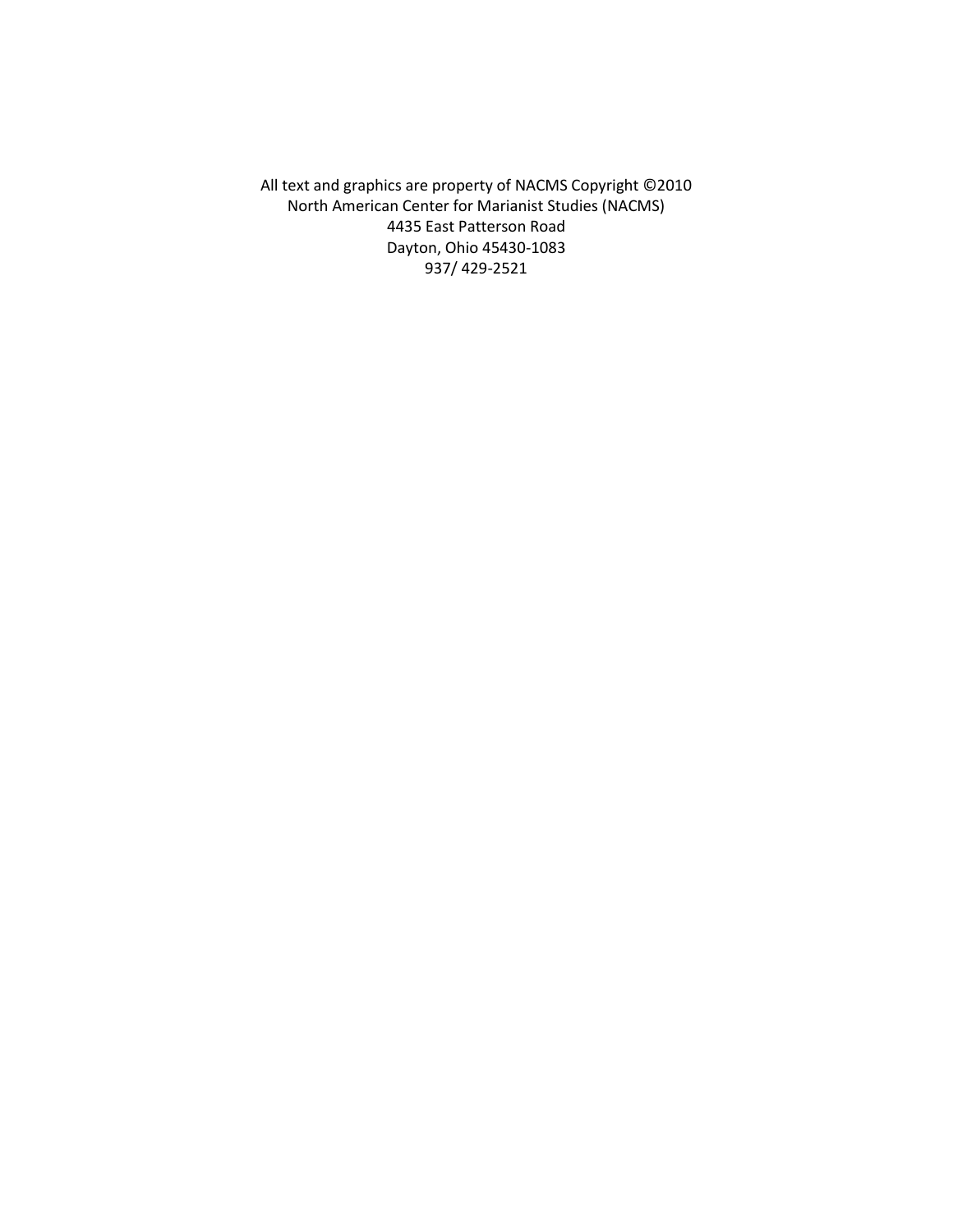All text and graphics are property of NACMS Copyright ©2010
North American Center for Marianist Studies (NACMS)
4435 East Patterson Road
Dayton, Ohio 45430-1083
937/ 429-2521